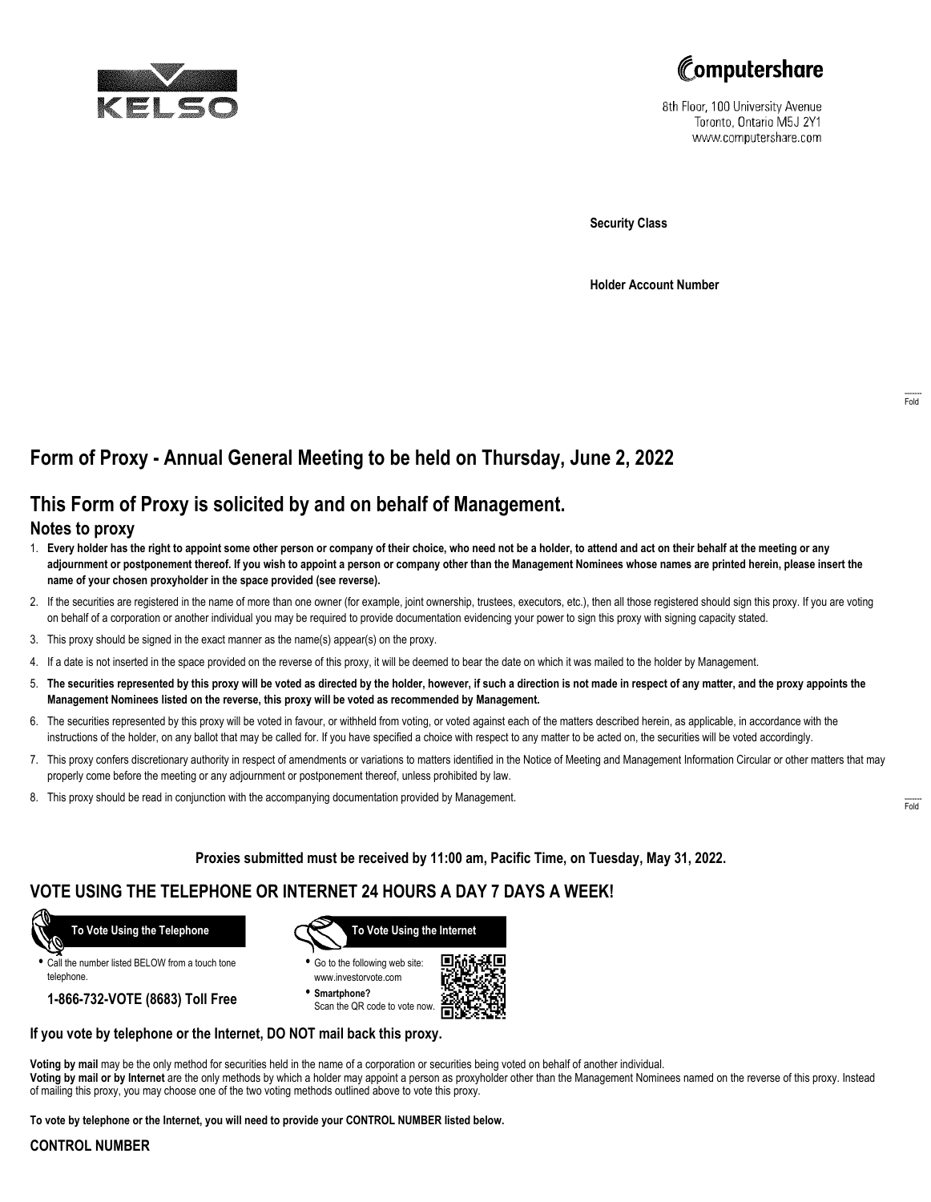KELSO

Computershare
8th Floor, 100 University Avenue
Toronto, Ontario M5J 2Y1
www.computershare.com

**Security Class**

**Holder Account Number**

Fold

# Form of Proxy - Annual General Meeting to be held on Thursday, June 2, 2022

## This Form of Proxy is solicited by and on behalf of Management.

### Notes to proxy

1. **Every holder has the right to appoint some other person or company of their choice, who need not be a holder, to attend and act on their behalf at the meeting or any adjournment or postponement thereof. If you wish to appoint a person or company other than the Management Nominees whose names are printed herein, please insert the name of your chosen proxyholder in the space provided (see reverse).**
2. If the securities are registered in the name of more than one owner (for example, joint ownership, trustees, executors, etc.), then all those registered should sign this proxy. If you are voting on behalf of a corporation or another individual you may be required to provide documentation evidencing your power to sign this proxy with signing capacity stated.
3. This proxy should be signed in the exact manner as the name(s) appear(s) on the proxy.
4. If a date is not inserted in the space provided on the reverse of this proxy, it will be deemed to bear the date on which it was mailed to the holder by Management.
5. **The securities represented by this proxy will be voted as directed by the holder, however, if such a direction is not made in respect of any matter, and the proxy appoints the Management Nominees listed on the reverse, this proxy will be voted as recommended by Management.**
6. The securities represented by this proxy will be voted in favour, or withheld from voting, or voted against each of the matters described herein, as applicable, in accordance with the instructions of the holder, on any ballot that may be called for. If you have specified a choice with respect to any matter to be acted on, the securities will be voted accordingly.
7. This proxy confers discretionary authority in respect of amendments or variations to matters identified in the Notice of Meeting and Management Information Circular or other matters that may properly come before the meeting or any adjournment or postponement thereof, unless prohibited by law.
8. This proxy should be read in conjunction with the accompanying documentation provided by Management.

Fold

**Proxies submitted must be received by 11:00 am, Pacific Time, on Tuesday, May 31, 2022.**

## VOTE USING THE TELEPHONE OR INTERNET 24 HOURS A DAY 7 DAYS A WEEK!

**To Vote Using the Telephone**

- Call the number listed BELOW from a touch tone telephone.

**1-866-732-VOTE (8683) Toll Free**

**To Vote Using the Internet**

- Go to the following web site: www.investorvote.com
- **Smartphone?** Scan the QR code to vote now.

**If you vote by telephone or the Internet, DO NOT mail back this proxy.**

**Voting by mail** may be the only method for securities held in the name of a corporation or securities being voted on behalf of another individual.
**Voting by mail or by Internet** are the only methods by which a holder may appoint a person as proxyholder other than the Management Nominees named on the reverse of this proxy. Instead of mailing this proxy, you may choose one of the two voting methods outlined above to vote this proxy.

**To vote by telephone or the Internet, you will need to provide your CONTROL NUMBER listed below.**

**CONTROL NUMBER**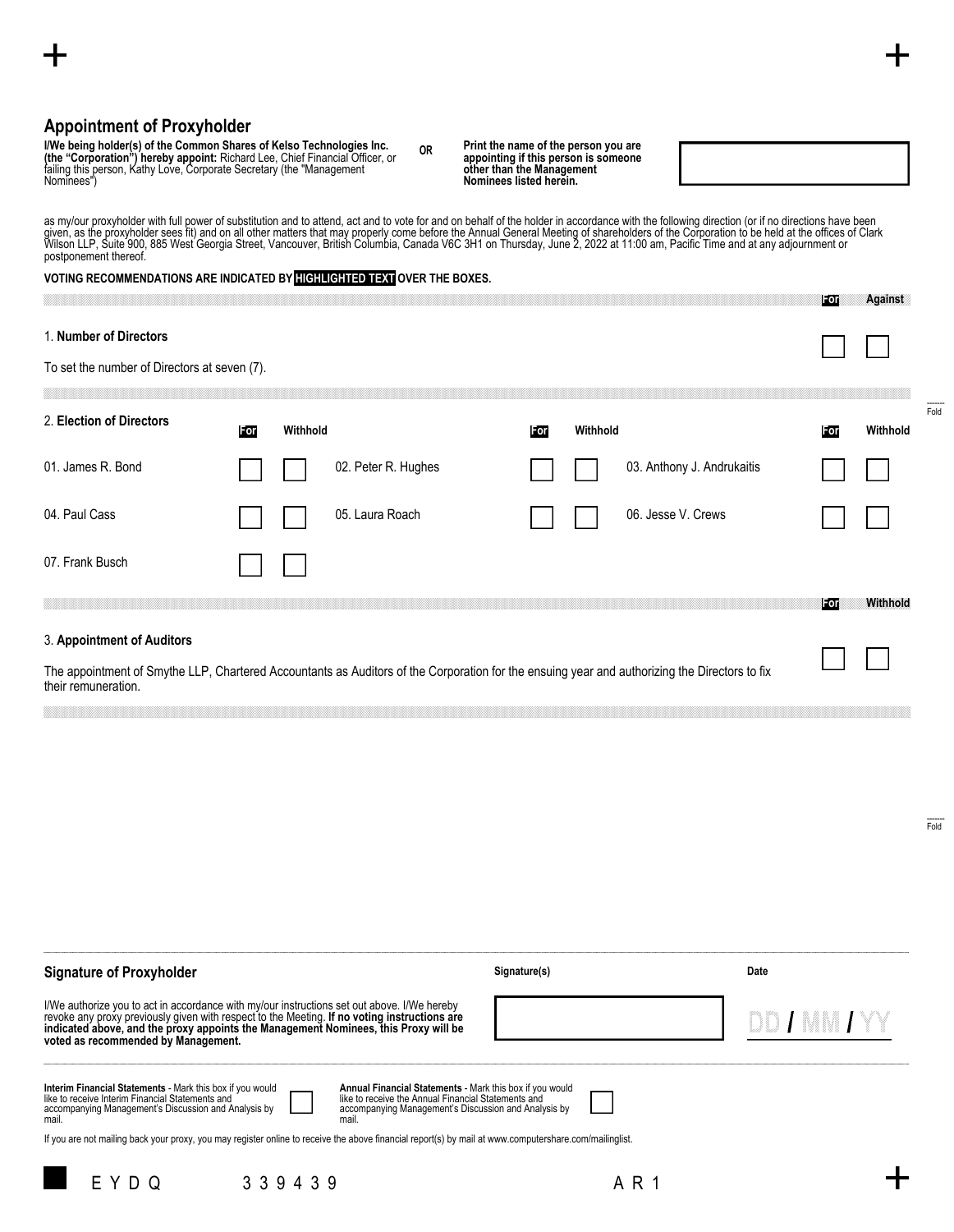## Appointment of Proxyholder

**I/We being holder(s) of the Common Shares of Kelso Technologies Inc. (the "Corporation") hereby appoint:** Richard Lee, Chief Financial Officer, or failing this person, Kathy Love, Corporate Secretary (the "Management Nominees")

**OR**

**Print the name of the person you are appointing if this person is someone other than the Management Nominees listed herein.**

as my/our proxyholder with full power of substitution and to attend, act and to vote for and on behalf of the holder in accordance with the following direction (or if no directions have been given, as the proxyholder sees fit) and on all other matters that may properly come before the Annual General Meeting of shareholders of the Corporation to be held at the offices of Clark Wilson LLP, Suite 900, 885 West Georgia Street, Vancouver, British Columbia, Canada V6C 3H1 on Thursday, June 2, 2022 at 11:00 am, Pacific Time and at any adjournment or postponement thereof.

**VOTING RECOMMENDATIONS ARE INDICATED BY HIGHLIGHTED TEXT OVER THE BOXES.**

| | For | Against |
|---|---|---|
| 1. **Number of Directors**<br>To set the number of Directors at seven (7). | ☐ | ☐ |

2. **Election of Directors**

| | For | Withhold | | For | Withhold | | For | Withhold |
|---|---|---|---|---|---|---|---|---|
| 01. James R. Bond | ☐ | ☐ | 02. Peter R. Hughes | ☐ | ☐ | 03. Anthony J. Andrukaitis | ☐ | ☐ |
| 04. Paul Cass | ☐ | ☐ | 05. Laura Roach | ☐ | ☐ | 06. Jesse V. Crews | ☐ | ☐ |
| 07. Frank Busch | ☐ | ☐ | | | | | | |

| | For | Withhold |
|---|---|---|
| 3. **Appointment of Auditors**<br>The appointment of Smythe LLP, Chartered Accountants as Auditors of the Corporation for the ensuing year and authorizing the Directors to fix their remuneration. | ☐ | ☐ |

## Signature of Proxyholder

I/We authorize you to act in accordance with my/our instructions set out above. I/We hereby revoke any proxy previously given with respect to the Meeting. **If no voting instructions are indicated above, and the proxy appoints the Management Nominees, this Proxy will be voted as recommended by Management.**

Signature(s)

Date

DD / MM / YY

**Interim Financial Statements** - Mark this box if you would like to receive Interim Financial Statements and accompanying Management's Discussion and Analysis by mail. ☐

**Annual Financial Statements** - Mark this box if you would like to receive the Annual Financial Statements and accompanying Management's Discussion and Analysis by mail. ☐

If you are not mailing back your proxy, you may register online to receive the above financial report(s) by mail at www.computershare.com/mailinglist.

E Y D Q    3 3 9 4 3 9    A R 1